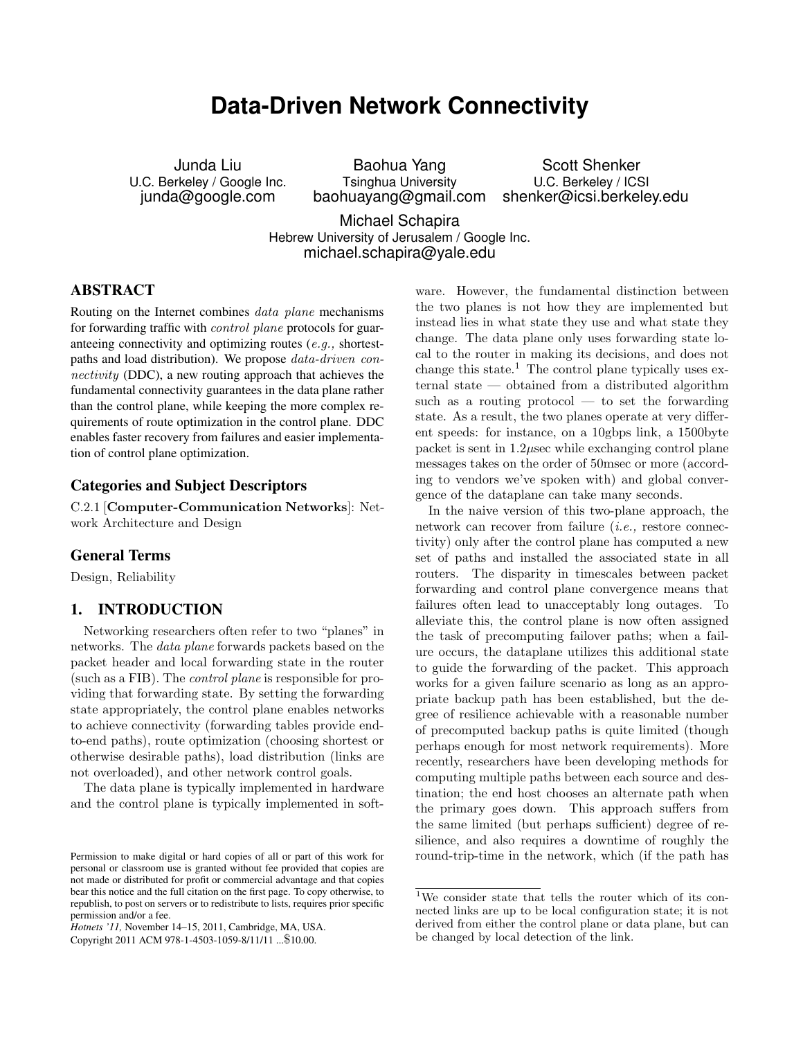# Data-Driven Network Connectivity

Junda Liu
U.C. Berkeley / Google Inc.
junda@google.com

Baohua Yang
Tsinghua University
baohuayang@gmail.com

Scott Shenker
U.C. Berkeley / ICSI
shenker@icsi.berkeley.edu

Michael Schapira
Hebrew University of Jerusalem / Google Inc.
michael.schapira@yale.edu

## ABSTRACT

Routing on the Internet combines *data plane* mechanisms for forwarding traffic with *control plane* protocols for guaranteeing connectivity and optimizing routes (*e.g.,* shortest-paths and load distribution). We propose *data-driven connectivity* (DDC), a new routing approach that achieves the fundamental connectivity guarantees in the data plane rather than the control plane, while keeping the more complex requirements of route optimization in the control plane. DDC enables faster recovery from failures and easier implementation of control plane optimization.

### Categories and Subject Descriptors

C.2.1 [**Computer-Communication Networks**]: Network Architecture and Design

### General Terms

Design, Reliability

## 1. INTRODUCTION

Networking researchers often refer to two "planes" in networks. The *data plane* forwards packets based on the packet header and local forwarding state in the router (such as a FIB). The *control plane* is responsible for providing that forwarding state. By setting the forwarding state appropriately, the control plane enables networks to achieve connectivity (forwarding tables provide end-to-end paths), route optimization (choosing shortest or otherwise desirable paths), load distribution (links are not overloaded), and other network control goals.

The data plane is typically implemented in hardware and the control plane is typically implemented in software. However, the fundamental distinction between the two planes is not how they are implemented but instead lies in what state they use and what state they change. The data plane only uses forwarding state local to the router in making its decisions, and does not change this state.[1] The control plane typically uses external state — obtained from a distributed algorithm such as a routing protocol — to set the forwarding state. As a result, the two planes operate at very different speeds: for instance, on a 10gbps link, a 1500byte packet is sent in 1.2$\mu$sec while exchanging control plane messages takes on the order of 50msec or more (according to vendors we've spoken with) and global convergence of the dataplane can take many seconds.

In the naive version of this two-plane approach, the network can recover from failure (*i.e.,* restore connectivity) only after the control plane has computed a new set of paths and installed the associated state in all routers. The disparity in timescales between packet forwarding and control plane convergence means that failures often lead to unacceptably long outages. To alleviate this, the control plane is now often assigned the task of precomputing failover paths; when a failure occurs, the dataplane utilizes this additional state to guide the forwarding of the packet. This approach works for a given failure scenario as long as an appropriate backup path has been established, but the degree of resilience achievable with a reasonable number of precomputed backup paths is quite limited (though perhaps enough for most network requirements). More recently, researchers have been developing methods for computing multiple paths between each source and destination; the end host chooses an alternate path when the primary goes down. This approach suffers from the same limited (but perhaps sufficient) degree of resilience, and also requires a downtime of roughly the round-trip-time in the network, which (if the path has

[1] We consider state that tells the router which of its connected links are up to be local configuration state; it is not derived from either the control plane or data plane, but can be changed by local detection of the link.

Permission to make digital or hard copies of all or part of this work for personal or classroom use is granted without fee provided that copies are not made or distributed for profit or commercial advantage and that copies bear this notice and the full citation on the first page. To copy otherwise, to republish, to post on servers or to redistribute to lists, requires prior specific permission and/or a fee.
*Hotnets '11,* November 14–15, 2011, Cambridge, MA, USA.
Copyright 2011 ACM 978-1-4503-1059-8/11/11 ...$10.00.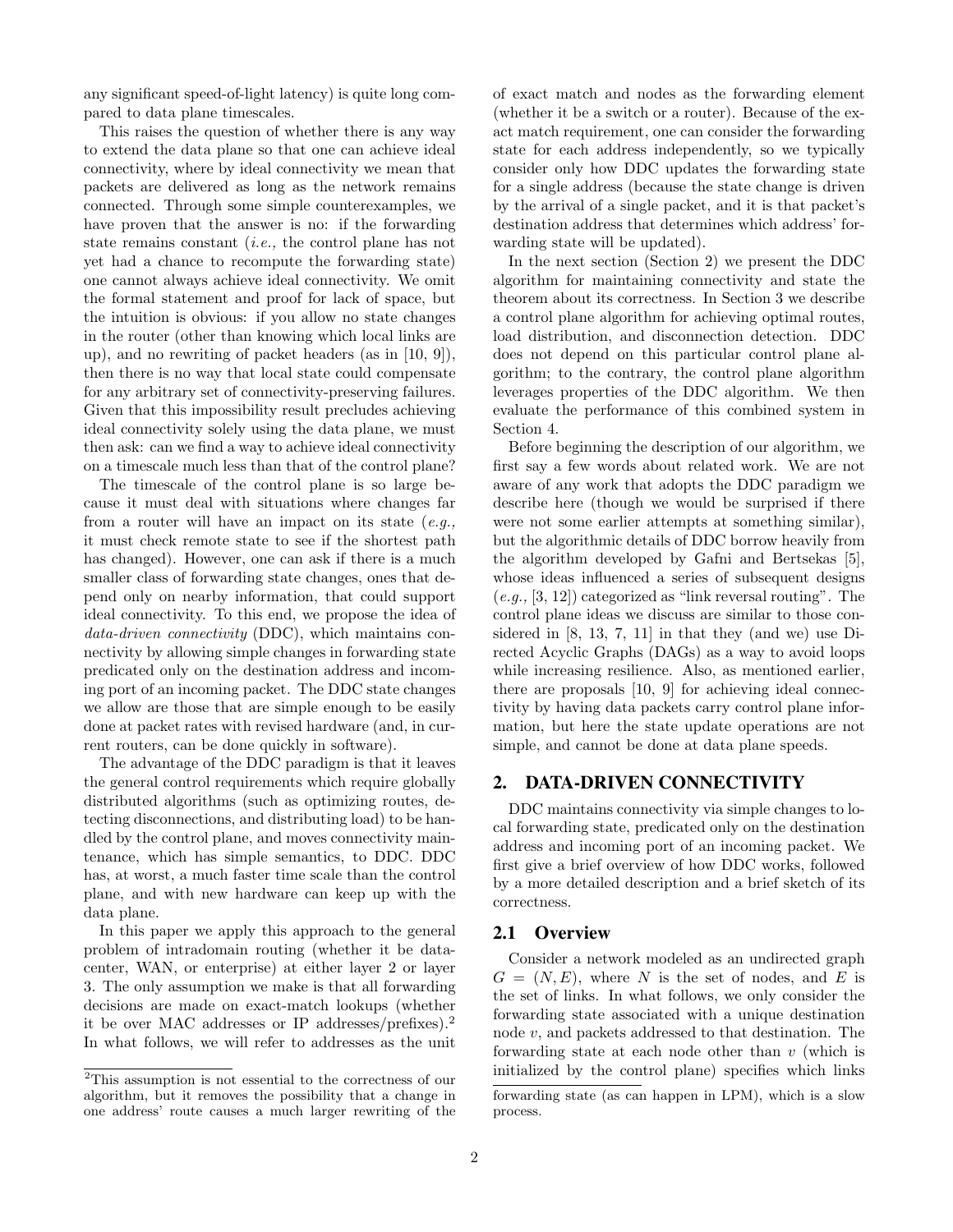any significant speed-of-light latency) is quite long compared to data plane timescales.

This raises the question of whether there is any way to extend the data plane so that one can achieve ideal connectivity, where by ideal connectivity we mean that packets are delivered as long as the network remains connected. Through some simple counterexamples, we have proven that the answer is no: if the forwarding state remains constant (*i.e.,* the control plane has not yet had a chance to recompute the forwarding state) one cannot always achieve ideal connectivity. We omit the formal statement and proof for lack of space, but the intuition is obvious: if you allow no state changes in the router (other than knowing which local links are up), and no rewriting of packet headers (as in [10, 9]), then there is no way that local state could compensate for any arbitrary set of connectivity-preserving failures. Given that this impossibility result precludes achieving ideal connectivity solely using the data plane, we must then ask: can we find a way to achieve ideal connectivity on a timescale much less than that of the control plane?

The timescale of the control plane is so large because it must deal with situations where changes far from a router will have an impact on its state (*e.g.,* it must check remote state to see if the shortest path has changed). However, one can ask if there is a much smaller class of forwarding state changes, ones that depend only on nearby information, that could support ideal connectivity. To this end, we propose the idea of *data-driven connectivity* (DDC), which maintains connectivity by allowing simple changes in forwarding state predicated only on the destination address and incoming port of an incoming packet. The DDC state changes we allow are those that are simple enough to be easily done at packet rates with revised hardware (and, in current routers, can be done quickly in software).

The advantage of the DDC paradigm is that it leaves the general control requirements which require globally distributed algorithms (such as optimizing routes, detecting disconnections, and distributing load) to be handled by the control plane, and moves connectivity maintenance, which has simple semantics, to DDC. DDC has, at worst, a much faster time scale than the control plane, and with new hardware can keep up with the data plane.

In this paper we apply this approach to the general problem of intradomain routing (whether it be datacenter, WAN, or enterprise) at either layer 2 or layer 3. The only assumption we make is that all forwarding decisions are made on exact-match lookups (whether it be over MAC addresses or IP addresses/prefixes).[2] In what follows, we will refer to addresses as the unit of exact match and nodes as the forwarding element (whether it be a switch or a router). Because of the exact match requirement, one can consider the forwarding state for each address independently, so we typically consider only how DDC updates the forwarding state for a single address (because the state change is driven by the arrival of a single packet, and it is that packet's destination address that determines which address' forwarding state will be updated).

In the next section (Section 2) we present the DDC algorithm for maintaining connectivity and state the theorem about its correctness. In Section 3 we describe a control plane algorithm for achieving optimal routes, load distribution, and disconnection detection. DDC does not depend on this particular control plane algorithm; to the contrary, the control plane algorithm leverages properties of the DDC algorithm. We then evaluate the performance of this combined system in Section 4.

Before beginning the description of our algorithm, we first say a few words about related work. We are not aware of any work that adopts the DDC paradigm we describe here (though we would be surprised if there were not some earlier attempts at something similar), but the algorithmic details of DDC borrow heavily from the algorithm developed by Gafni and Bertsekas [5], whose ideas influenced a series of subsequent designs (*e.g.,* [3, 12]) categorized as "link reversal routing". The control plane ideas we discuss are similar to those considered in [8, 13, 7, 11] in that they (and we) use Directed Acyclic Graphs (DAGs) as a way to avoid loops while increasing resilience. Also, as mentioned earlier, there are proposals [10, 9] for achieving ideal connectivity by having data packets carry control plane information, but here the state update operations are not simple, and cannot be done at data plane speeds.

## 2. DATA-DRIVEN CONNECTIVITY

DDC maintains connectivity via simple changes to local forwarding state, predicated only on the destination address and incoming port of an incoming packet. We first give a brief overview of how DDC works, followed by a more detailed description and a brief sketch of its correctness.

### 2.1 Overview

Consider a network modeled as an undirected graph $G = (N, E)$, where $N$ is the set of nodes, and $E$ is the set of links. In what follows, we only consider the forwarding state associated with a unique destination node $v$, and packets addressed to that destination. The forwarding state at each node other than $v$ (which is initialized by the control plane) specifies which links

[2] This assumption is not essential to the correctness of our algorithm, but it removes the possibility that a change in one address' route causes a much larger rewriting of the forwarding state (as can happen in LPM), which is a slow process.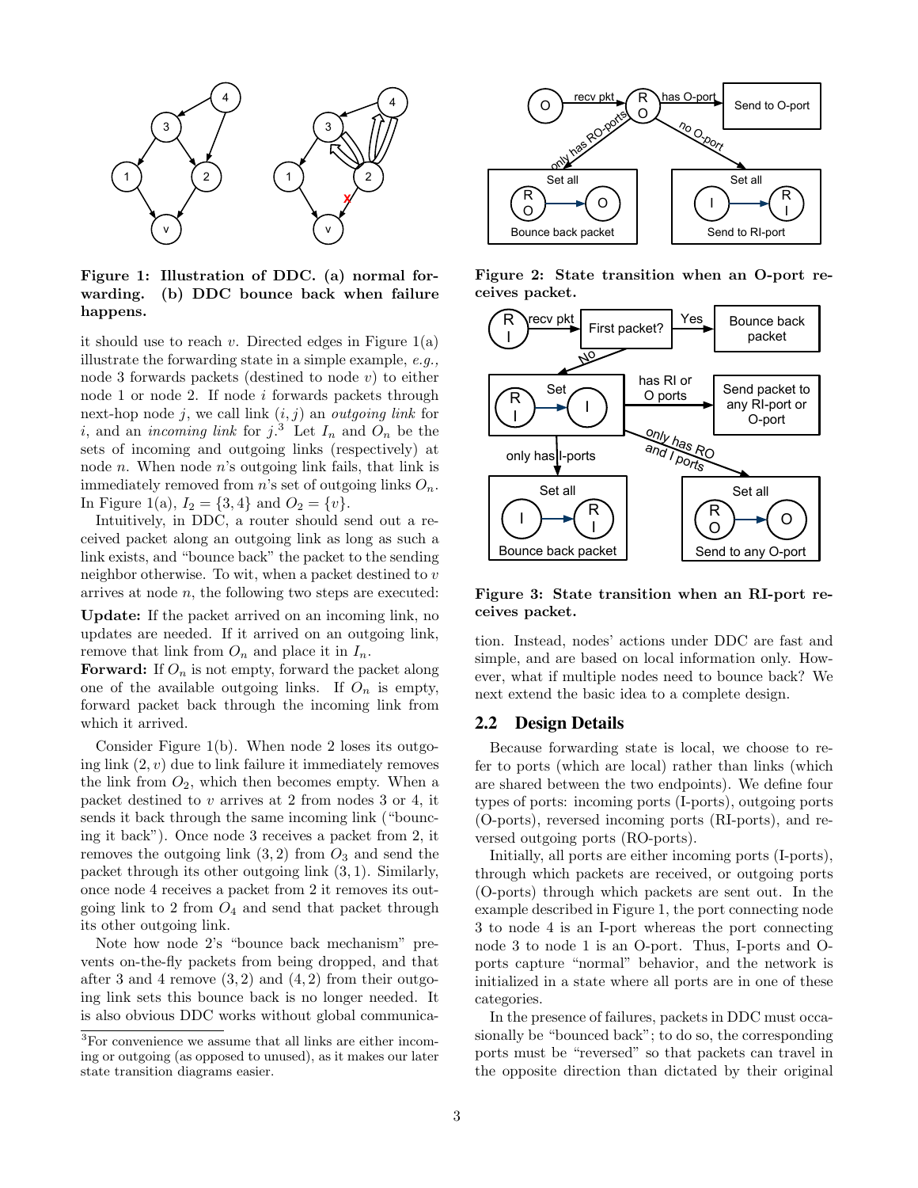Figure 1: Illustration of DDC. (a) normal forwarding. (b) DDC bounce back when failure happens.

Figure 2: State transition when an O-port receives packet.

Figure 3: State transition when an RI-port receives packet.

it should use to reach $v$. Directed edges in Figure 1(a) illustrate the forwarding state in a simple example, *e.g.,* node 3 forwards packets (destined to node $v$) to either node 1 or node 2. If node $i$ forwards packets through next-hop node $j$, we call link $(i, j)$ an *outgoing link* for $i$, and an *incoming link* for $j$.[3] Let $I_n$ and $O_n$ be the sets of incoming and outgoing links (respectively) at node $n$. When node $n$'s outgoing link fails, that link is immediately removed from $n$'s set of outgoing links $O_n$. In Figure 1(a), $I_2 = \{3, 4\}$ and $O_2 = \{v\}$.

Intuitively, in DDC, a router should send out a received packet along an outgoing link as long as such a link exists, and "bounce back" the packet to the sending neighbor otherwise. To wit, when a packet destined to $v$ arrives at node $n$, the following two steps are executed:

**Update:** If the packet arrived on an incoming link, no updates are needed. If it arrived on an outgoing link, remove that link from $O_n$ and place it in $I_n$.

**Forward:** If $O_n$ is not empty, forward the packet along one of the available outgoing links. If $O_n$ is empty, forward packet back through the incoming link from which it arrived.

Consider Figure 1(b). When node 2 loses its outgoing link $(2, v)$ due to link failure it immediately removes the link from $O_2$, which then becomes empty. When a packet destined to $v$ arrives at 2 from nodes 3 or 4, it sends it back through the same incoming link ("bouncing it back"). Once node 3 receives a packet from 2, it removes the outgoing link $(3, 2)$ from $O_3$ and send the packet through its other outgoing link $(3, 1)$. Similarly, once node 4 receives a packet from 2 it removes its outgoing link to 2 from $O_4$ and send that packet through its other outgoing link.

Note how node 2's "bounce back mechanism" prevents on-the-fly packets from being dropped, and that after 3 and 4 remove $(3, 2)$ and $(4, 2)$ from their outgoing link sets this bounce back is no longer needed. It is also obvious DDC works without global communication. Instead, nodes' actions under DDC are fast and simple, and are based on local information only. However, what if multiple nodes need to bounce back? We next extend the basic idea to a complete design.

[3] For convenience we assume that all links are either incoming or outgoing (as opposed to unused), as it makes our later state transition diagrams easier.

## 2.2 Design Details

Because forwarding state is local, we choose to refer to ports (which are local) rather than links (which are shared between the two endpoints). We define four types of ports: incoming ports (I-ports), outgoing ports (O-ports), reversed incoming ports (RI-ports), and reversed outgoing ports (RO-ports).

Initially, all ports are either incoming ports (I-ports), through which packets are received, or outgoing ports (O-ports) through which packets are sent out. In the example described in Figure 1, the port connecting node 3 to node 4 is an I-port whereas the port connecting node 3 to node 1 is an O-port. Thus, I-ports and O-ports capture "normal" behavior, and the network is initialized in a state where all ports are in one of these categories.

In the presence of failures, packets in DDC must occasionally be "bounced back"; to do so, the corresponding ports must be "reversed" so that packets can travel in the opposite direction than dictated by their original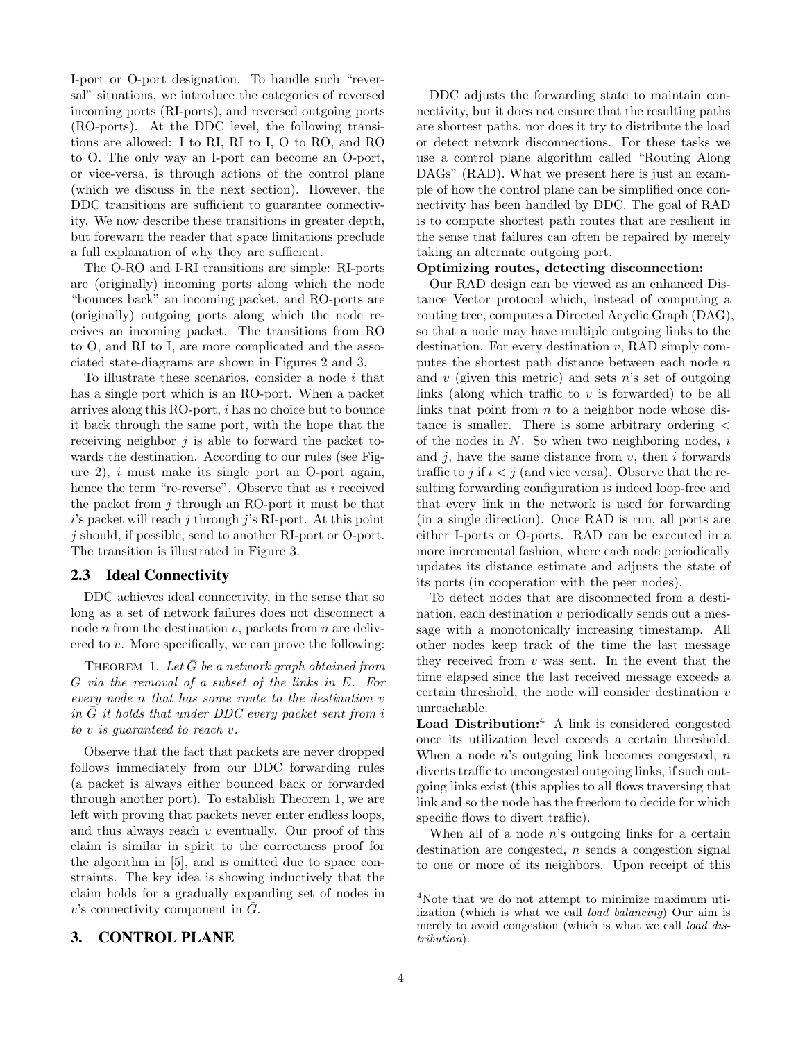I-port or O-port designation. To handle such "reversal" situations, we introduce the categories of reversed incoming ports (RI-ports), and reversed outgoing ports (RO-ports). At the DDC level, the following transitions are allowed: I to RI, RI to I, O to RO, and RO to O. The only way an I-port can become an O-port, or vice-versa, is through actions of the control plane (which we discuss in the next section). However, the DDC transitions are sufficient to guarantee connectivity. We now describe these transitions in greater depth, but forewarn the reader that space limitations preclude a full explanation of why they are sufficient.

The O-RO and I-RI transitions are simple: RI-ports are (originally) incoming ports along which the node "bounces back" an incoming packet, and RO-ports are (originally) outgoing ports along which the node receives an incoming packet. The transitions from RO to O, and RI to I, are more complicated and the associated state-diagrams are shown in Figures 2 and 3.

To illustrate these scenarios, consider a node $i$ that has a single port which is an RO-port. When a packet arrives along this RO-port, $i$ has no choice but to bounce it back through the same port, with the hope that the receiving neighbor $j$ is able to forward the packet towards the destination. According to our rules (see Figure 2), $i$ must make its single port an O-port again, hence the term "re-reverse". Observe that as $i$ received the packet from $j$ through an RO-port it must be that $i$'s packet will reach $j$ through $j$'s RI-port. At this point $j$ should, if possible, send to another RI-port or O-port. The transition is illustrated in Figure 3.

## 2.3 Ideal Connectivity

DDC achieves ideal connectivity, in the sense that so long as a set of network failures does not disconnect a node $n$ from the destination $v$, packets from $n$ are delivered to $v$. More specifically, we can prove the following:

THEOREM 1. *Let $\bar{G}$ be a network graph obtained from $G$ via the removal of a subset of the links in $E$. For every node $n$ that has some route to the destination $v$ in $\bar{G}$ it holds that under DDC every packet sent from $i$ to $v$ is guaranteed to reach $v$.*

Observe that the fact that packets are never dropped follows immediately from our DDC forwarding rules (a packet is always either bounced back or forwarded through another port). To establish Theorem 1, we are left with proving that packets never enter endless loops, and thus always reach $v$ eventually. Our proof of this claim is similar in spirit to the correctness proof for the algorithm in [5], and is omitted due to space constraints. The key idea is showing inductively that the claim holds for a gradually expanding set of nodes in $v$'s connectivity component in $\bar{G}$.

# 3. CONTROL PLANE

DDC adjusts the forwarding state to maintain connectivity, but it does not ensure that the resulting paths are shortest paths, nor does it try to distribute the load or detect network disconnections. For these tasks we use a control plane algorithm called "Routing Along DAGs" (RAD). What we present here is just an example of how the control plane can be simplified once connectivity has been handled by DDC. The goal of RAD is to compute shortest path routes that are resilient in the sense that failures can often be repaired by merely taking an alternate outgoing port.

**Optimizing routes, detecting disconnection:**

Our RAD design can be viewed as an enhanced Distance Vector protocol which, instead of computing a routing tree, computes a Directed Acyclic Graph (DAG), so that a node may have multiple outgoing links to the destination. For every destination $v$, RAD simply computes the shortest path distance between each node $n$ and $v$ (given this metric) and sets $n$'s set of outgoing links (along which traffic to $v$ is forwarded) to be all links that point from $n$ to a neighbor node whose distance is smaller. There is some arbitrary ordering $<$ of the nodes in $N$. So when two neighboring nodes, $i$ and $j$, have the same distance from $v$, then $i$ forwards traffic to $j$ if $i < j$ (and vice versa). Observe that the resulting forwarding configuration is indeed loop-free and that every link in the network is used for forwarding (in a single direction). Once RAD is run, all ports are either I-ports or O-ports. RAD can be executed in a more incremental fashion, where each node periodically updates its distance estimate and adjusts the state of its ports (in cooperation with the peer nodes).

To detect nodes that are disconnected from a destination, each destination $v$ periodically sends out a message with a monotonically increasing timestamp. All other nodes keep track of the time the last message they received from $v$ was sent. In the event that the time elapsed since the last received message exceeds a certain threshold, the node will consider destination $v$ unreachable.

**Load Distribution:**[4] A link is considered congested once its utilization level exceeds a certain threshold. When a node $n$'s outgoing link becomes congested, $n$ diverts traffic to uncongested outgoing links, if such outgoing links exist (this applies to all flows traversing that link and so the node has the freedom to decide for which specific flows to divert traffic).

When all of a node $n$'s outgoing links for a certain destination are congested, $n$ sends a congestion signal to one or more of its neighbors. Upon receipt of this

[4]Note that we do not attempt to minimize maximum utilization (which is what we call *load balancing*) Our aim is merely to avoid congestion (which is what we call *load distribution*).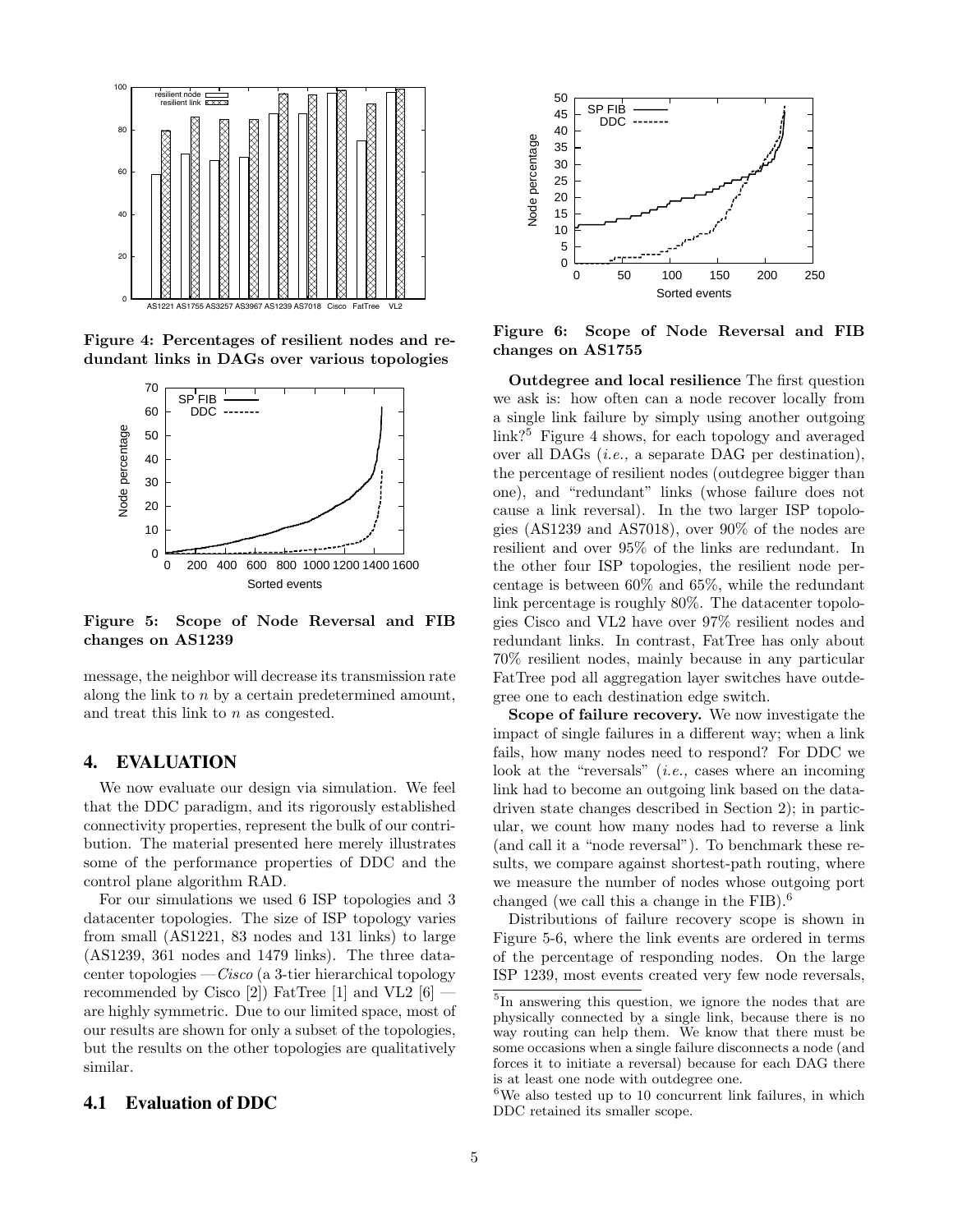100
80
60
40
20
0
resilient node
resilient link
AS1221 AS1755 AS3257 AS3967 AS1239 AS7018 Cisco FatTree VL2

**Figure 4: Percentages of resilient nodes and redundant links in DAGs over various topologies**

70
60
50
40
30
20
10
0
Node percentage
SP FIB
DDC
0 200 400 600 800 1000 1200 1400 1600
Sorted events

**Figure 5: Scope of Node Reversal and FIB changes on AS1239**

message, the neighbor will decrease its transmission rate along the link to $n$ by a certain predetermined amount, and treat this link to $n$ as congested.

# 4. EVALUATION

We now evaluate our design via simulation. We feel that the DDC paradigm, and its rigorously established connectivity properties, represent the bulk of our contribution. The material presented here merely illustrates some of the performance properties of DDC and the control plane algorithm RAD.

For our simulations we used 6 ISP topologies and 3 datacenter topologies. The size of ISP topology varies from small (AS1221, 83 nodes and 131 links) to large (AS1239, 361 nodes and 1479 links). The three datacenter topologies —*Cisco* (a 3-tier hierarchical topology recommended by Cisco [2]) FatTree [1] and VL2 [6] — are highly symmetric. Due to our limited space, most of our results are shown for only a subset of the topologies, but the results on the other topologies are qualitatively similar.

## 4.1 Evaluation of DDC

50
45
40
35
30
25
20
15
10
5
0
Node percentage
SP FIB
DDC
0 50 100 150 200 250
Sorted events

**Figure 6: Scope of Node Reversal and FIB changes on AS1755**

**Outdegree and local resilience** The first question we ask is: how often can a node recover locally from a single link failure by simply using another outgoing link?[5] Figure 4 shows, for each topology and averaged over all DAGs (*i.e.,* a separate DAG per destination), the percentage of resilient nodes (outdegree bigger than one), and "redundant" links (whose failure does not cause a link reversal). In the two larger ISP topologies (AS1239 and AS7018), over 90% of the nodes are resilient and over 95% of the links are redundant. In the other four ISP topologies, the resilient node percentage is between 60% and 65%, while the redundant link percentage is roughly 80%. The datacenter topologies Cisco and VL2 have over 97% resilient nodes and redundant links. In contrast, FatTree has only about 70% resilient nodes, mainly because in any particular FatTree pod all aggregation layer switches have outdegree one to each destination edge switch.

**Scope of failure recovery.** We now investigate the impact of single failures in a different way; when a link fails, how many nodes need to respond? For DDC we look at the "reversals" (*i.e.,* cases where an incoming link had to become an outgoing link based on the data-driven state changes described in Section 2); in particular, we count how many nodes had to reverse a link (and call it a "node reversal"). To benchmark these results, we compare against shortest-path routing, where we measure the number of nodes whose outgoing port changed (we call this a change in the FIB).[6]

Distributions of failure recovery scope is shown in Figure 5-6, where the link events are ordered in terms of the percentage of responding nodes. On the large ISP 1239, most events created very few node reversals,

[5] In answering this question, we ignore the nodes that are physically connected by a single link, because there is no way routing can help them. We know that there must be some occasions when a single failure disconnects a node (and forces it to initiate a reversal) because for each DAG there is at least one node with outdegree one.

[6] We also tested up to 10 concurrent link failures, in which DDC retained its smaller scope.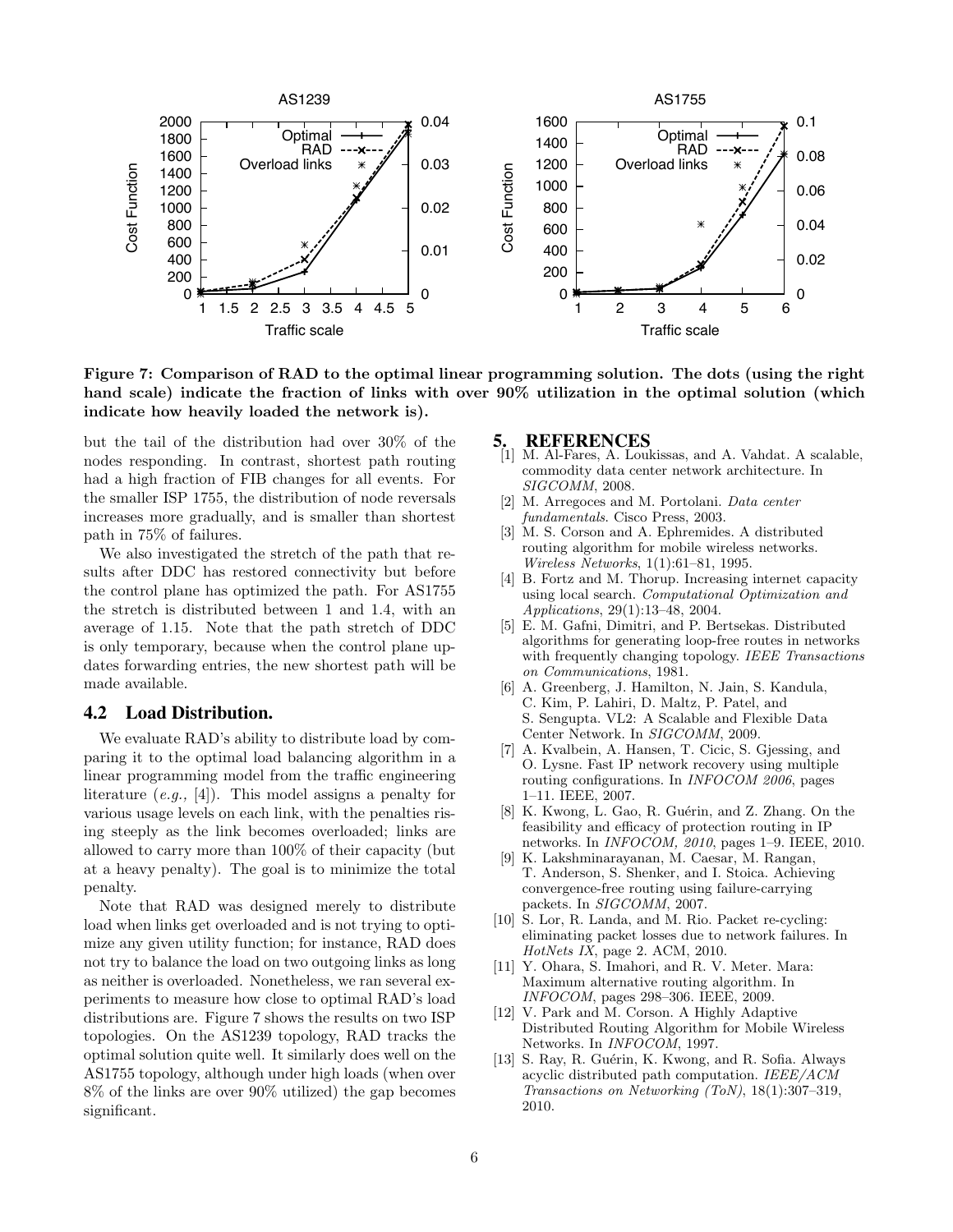AS1239

Cost Function

2000
1800
1600
1400
1200
1000
800
600
400
200
0

0.04
0.03
0.02
0.01
0

1 1.5 2 2.5 3 3.5 4 4.5 5

Traffic scale

Optimal
RAD
Overload links

AS1755

Cost Function

1600
1400
1200
1000
800
600
400
200
0

0.1
0.08
0.06
0.04
0.02
0

1 2 3 4 5 6

Traffic scale

Optimal
RAD
Overload links

**Figure 7: Comparison of RAD to the optimal linear programming solution. The dots (using the right hand scale) indicate the fraction of links with over 90% utilization in the optimal solution (which indicate how heavily loaded the network is).**

but the tail of the distribution had over 30% of the nodes responding. In contrast, shortest path routing had a high fraction of FIB changes for all events. For the smaller ISP 1755, the distribution of node reversals increases more gradually, and is smaller than shortest path in 75% of failures.

We also investigated the stretch of the path that results after DDC has restored connectivity but before the control plane has optimized the path. For AS1755 the stretch is distributed between 1 and 1.4, with an average of 1.15. Note that the path stretch of DDC is only temporary, because when the control plane updates forwarding entries, the new shortest path will be made available.

### 4.2 Load Distribution.

We evaluate RAD's ability to distribute load by comparing it to the optimal load balancing algorithm in a linear programming model from the traffic engineering literature (*e.g.,* [4]). This model assigns a penalty for various usage levels on each link, with the penalties rising steeply as the link becomes overloaded; links are allowed to carry more than 100% of their capacity (but at a heavy penalty). The goal is to minimize the total penalty.

Note that RAD was designed merely to distribute load when links get overloaded and is not trying to optimize any given utility function; for instance, RAD does not try to balance the load on two outgoing links as long as neither is overloaded. Nonetheless, we ran several experiments to measure how close to optimal RAD's load distributions are. Figure 7 shows the results on two ISP topologies. On the AS1239 topology, RAD tracks the optimal solution quite well. It similarly does well on the AS1755 topology, although under high loads (when over 8% of the links are over 90% utilized) the gap becomes significant.

## 5. REFERENCES

[1] M. Al-Fares, A. Loukissas, and A. Vahdat. A scalable, commodity data center network architecture. In *SIGCOMM*, 2008.

[2] M. Arregoces and M. Portolani. *Data center fundamentals*. Cisco Press, 2003.

[3] M. S. Corson and A. Ephremides. A distributed routing algorithm for mobile wireless networks. *Wireless Networks*, 1(1):61–81, 1995.

[4] B. Fortz and M. Thorup. Increasing internet capacity using local search. *Computational Optimization and Applications*, 29(1):13–48, 2004.

[5] E. M. Gafni, Dimitri, and P. Bertsekas. Distributed algorithms for generating loop-free routes in networks with frequently changing topology. *IEEE Transactions on Communications*, 1981.

[6] A. Greenberg, J. Hamilton, N. Jain, S. Kandula, C. Kim, P. Lahiri, D. Maltz, P. Patel, and S. Sengupta. VL2: A Scalable and Flexible Data Center Network. In *SIGCOMM*, 2009.

[7] A. Kvalbein, A. Hansen, T. Cicic, S. Gjessing, and O. Lysne. Fast IP network recovery using multiple routing configurations. In *INFOCOM 2006*, pages 1–11. IEEE, 2007.

[8] K. Kwong, L. Gao, R. Guérin, and Z. Zhang. On the feasibility and efficacy of protection routing in IP networks. In *INFOCOM, 2010*, pages 1–9. IEEE, 2010.

[9] K. Lakshminarayanan, M. Caesar, M. Rangan, T. Anderson, S. Shenker, and I. Stoica. Achieving convergence-free routing using failure-carrying packets. In *SIGCOMM*, 2007.

[10] S. Lor, R. Landa, and M. Rio. Packet re-cycling: eliminating packet losses due to network failures. In *HotNets IX*, page 2. ACM, 2010.

[11] Y. Ohara, S. Imahori, and R. V. Meter. Mara: Maximum alternative routing algorithm. In *INFOCOM*, pages 298–306. IEEE, 2009.

[12] V. Park and M. Corson. A Highly Adaptive Distributed Routing Algorithm for Mobile Wireless Networks. In *INFOCOM*, 1997.

[13] S. Ray, R. Guérin, K. Kwong, and R. Sofia. Always acyclic distributed path computation. *IEEE/ACM Transactions on Networking (ToN)*, 18(1):307–319, 2010.